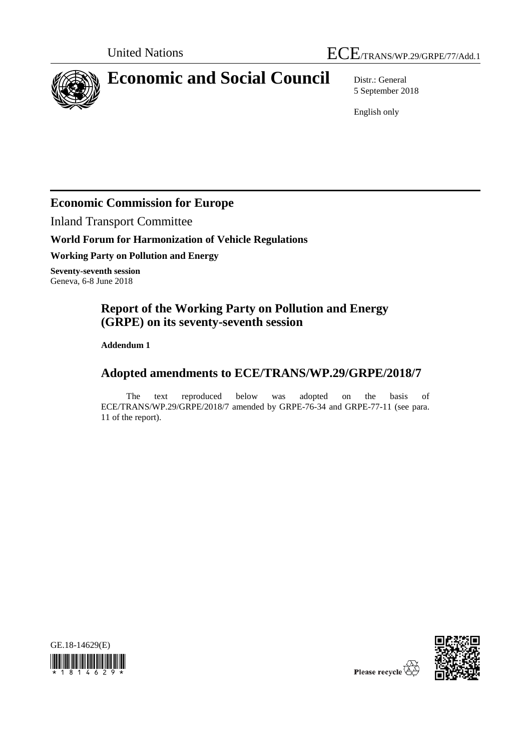United Nations ECE/TRANS/WP.29/GRPE/77/Add.1

# Economic and Social Council

Distr.: General
5 September 2018

English only

## Economic Commission for Europe

Inland Transport Committee

**World Forum for Harmonization of Vehicle Regulations**

**Working Party on Pollution and Energy**

**Seventy-seventh session**
Geneva, 6-8 June 2018

## Report of the Working Party on Pollution and Energy (GRPE) on its seventy-seventh session

**Addendum 1**

## Adopted amendments to ECE/TRANS/WP.29/GRPE/2018/7

The text reproduced below was adopted on the basis of ECE/TRANS/WP.29/GRPE/2018/7 amended by GRPE-76-34 and GRPE-77-11 (see para. 11 of the report).

GE.18-14629(E)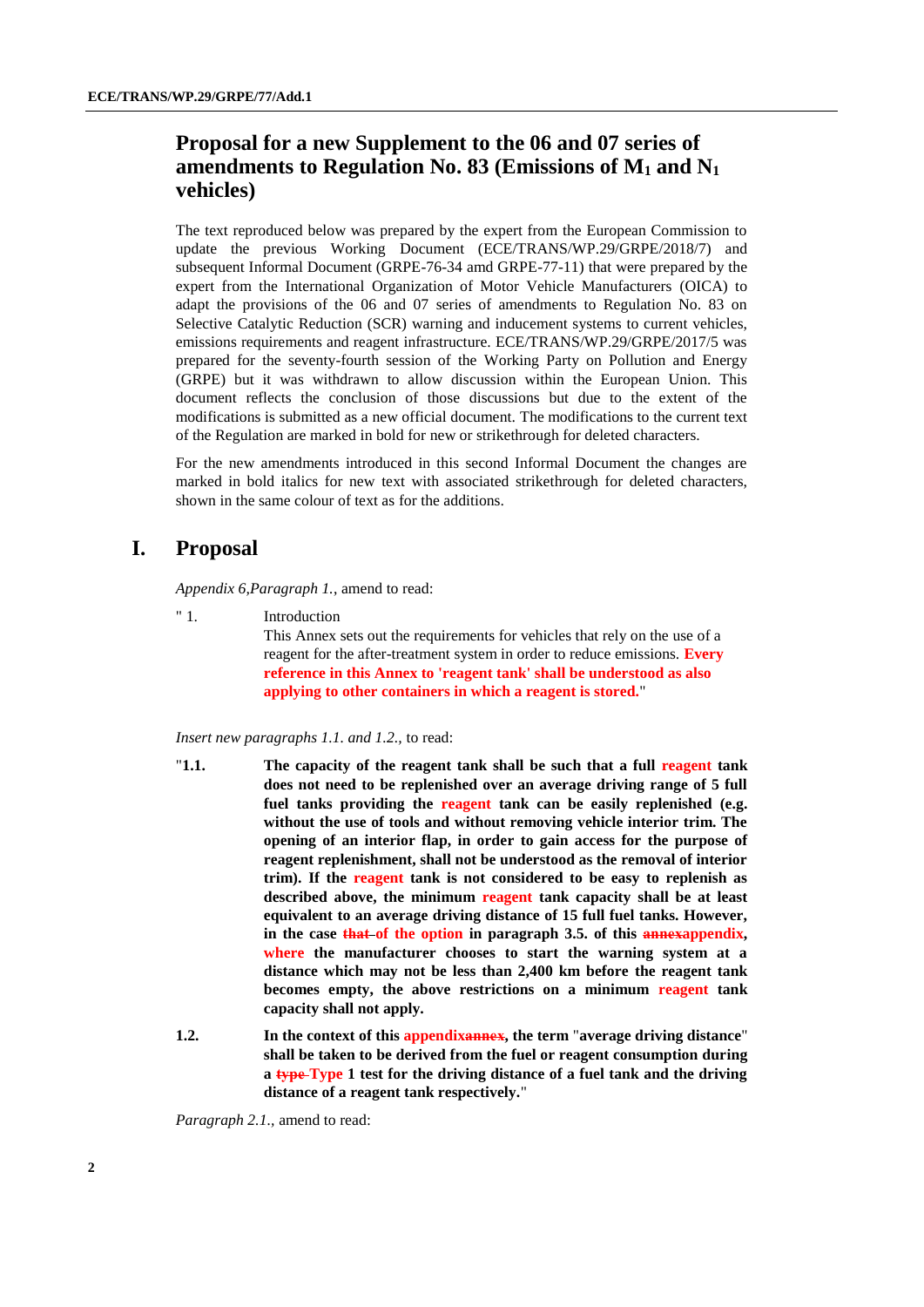## Proposal for a new Supplement to the 06 and 07 series of amendments to Regulation No. 83 (Emissions of $M_1$ and $N_1$ vehicles)

The text reproduced below was prepared by the expert from the European Commission to update the previous Working Document (ECE/TRANS/WP.29/GRPE/2018/7) and subsequent Informal Document (GRPE-76-34 amd GRPE-77-11) that were prepared by the expert from the International Organization of Motor Vehicle Manufacturers (OICA) to adapt the provisions of the 06 and 07 series of amendments to Regulation No. 83 on Selective Catalytic Reduction (SCR) warning and inducement systems to current vehicles, emissions requirements and reagent infrastructure. ECE/TRANS/WP.29/GRPE/2017/5 was prepared for the seventy-fourth session of the Working Party on Pollution and Energy (GRPE) but it was withdrawn to allow discussion within the European Union. This document reflects the conclusion of those discussions but due to the extent of the modifications is submitted as a new official document. The modifications to the current text of the Regulation are marked in bold for new or strikethrough for deleted characters.

For the new amendments introduced in this second Informal Document the changes are marked in bold italics for new text with associated strikethrough for deleted characters, shown in the same colour of text as for the additions.

# I. Proposal

*Appendix 6,Paragraph 1.*, amend to read:

" 1. Introduction

This Annex sets out the requirements for vehicles that rely on the use of a reagent for the after-treatment system in order to reduce emissions. ***Every reference in this Annex to 'reagent tank' shall be understood as also applying to other containers in which a reagent is stored.***"

*Insert new paragraphs 1.1. and 1.2.*, to read:

"**1.1. The capacity of the reagent tank shall be such that a full *reagent* tank does not need to be replenished over an average driving range of 5 full fuel tanks providing the *reagent* tank can be easily replenished (e.g. without the use of tools and without removing vehicle interior trim. The opening of an interior flap, in order to gain access for the purpose of reagent replenishment, shall not be understood as the removal of interior trim). If the *reagent* tank is not considered to be easy to replenish as described above, the minimum *reagent* tank capacity shall be at least equivalent to an average driving distance of 15 full fuel tanks. However, in the case ~~that~~ *of the option* in paragraph 3.5. of this ~~annex~~*appendix*, *where* the manufacturer chooses to start the warning system at a distance which may not be less than 2,400 km before the reagent tank becomes empty, the above restrictions on a minimum *reagent* tank capacity shall not apply.**

**1.2. In the context of this *appendix*~~annex~~, the term "average driving distance" shall be taken to be derived from the fuel or reagent consumption during a ~~type~~ *Type* 1 test for the driving distance of a fuel tank and the driving distance of a reagent tank respectively.**"

*Paragraph 2.1.*, amend to read: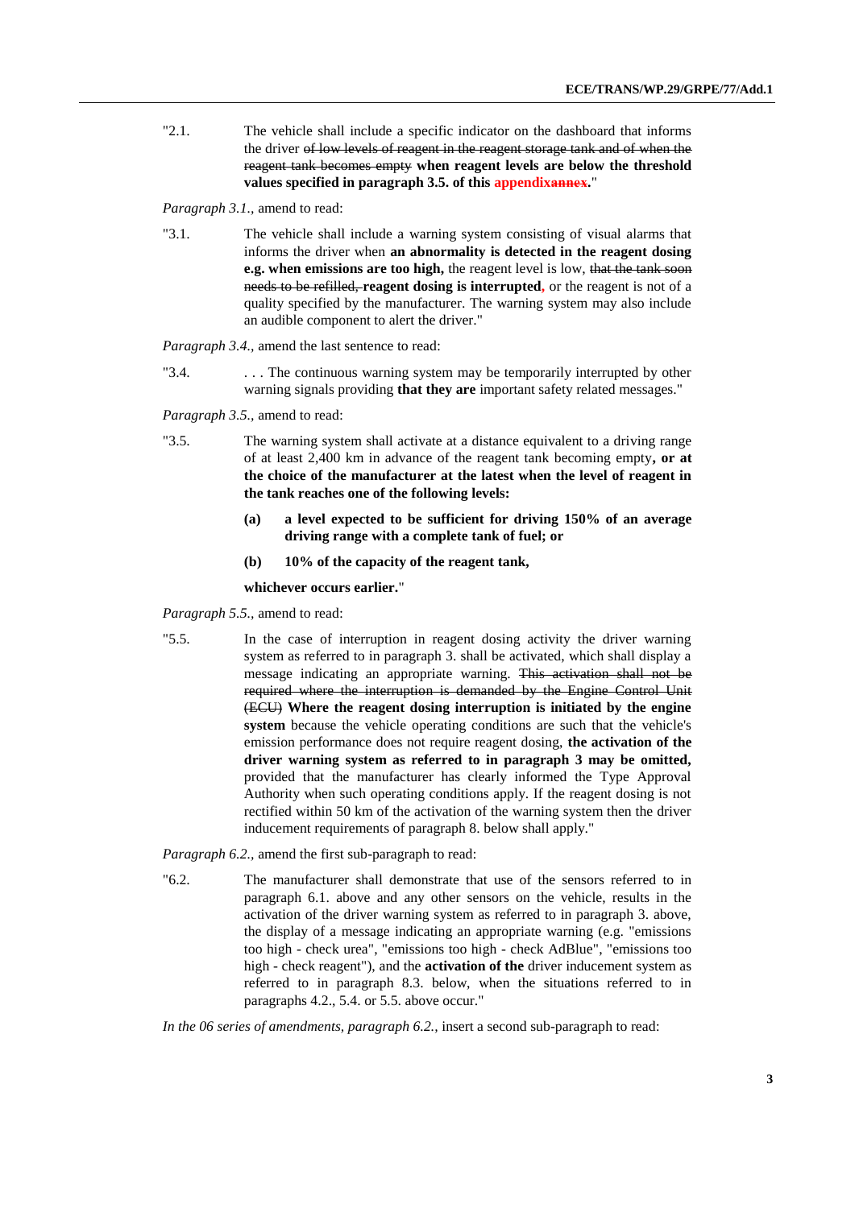"2.1. The vehicle shall include a specific indicator on the dashboard that informs the driver ~~of low levels of reagent in the reagent storage tank and of when the reagent tank becomes empty~~ **when reagent levels are below the threshold values specified in paragraph 3.5. of this appendix~~annex~~.**"

*Paragraph 3.1.,* amend to read:

"3.1. The vehicle shall include a warning system consisting of visual alarms that informs the driver when **an abnormality is detected in the reagent dosing e.g. when emissions are too high,** the reagent level is low, ~~that the tank soon needs to be refilled,~~ **reagent dosing is interrupted,** or the reagent is not of a quality specified by the manufacturer. The warning system may also include an audible component to alert the driver."

*Paragraph 3.4.,* amend the last sentence to read:

"3.4. . . . The continuous warning system may be temporarily interrupted by other warning signals providing **that they are** important safety related messages."

*Paragraph 3.5.,* amend to read:

"3.5. The warning system shall activate at a distance equivalent to a driving range of at least 2,400 km in advance of the reagent tank becoming empty**, or at the choice of the manufacturer at the latest when the level of reagent in the tank reaches one of the following levels:**

**(a) a level expected to be sufficient for driving 150% of an average driving range with a complete tank of fuel; or**

**(b) 10% of the capacity of the reagent tank,**

**whichever occurs earlier.**"

*Paragraph 5.5.,* amend to read:

"5.5. In the case of interruption in reagent dosing activity the driver warning system as referred to in paragraph 3. shall be activated, which shall display a message indicating an appropriate warning. ~~This activation shall not be required where the interruption is demanded by the Engine Control Unit (ECU)~~ **Where the reagent dosing interruption is initiated by the engine system** because the vehicle operating conditions are such that the vehicle's emission performance does not require reagent dosing, **the activation of the driver warning system as referred to in paragraph 3 may be omitted,** provided that the manufacturer has clearly informed the Type Approval Authority when such operating conditions apply. If the reagent dosing is not rectified within 50 km of the activation of the warning system then the driver inducement requirements of paragraph 8. below shall apply."

*Paragraph 6.2.,* amend the first sub-paragraph to read:

"6.2. The manufacturer shall demonstrate that use of the sensors referred to in paragraph 6.1. above and any other sensors on the vehicle, results in the activation of the driver warning system as referred to in paragraph 3. above, the display of a message indicating an appropriate warning (e.g. "emissions too high - check urea", "emissions too high - check AdBlue", "emissions too high - check reagent"), and the **activation of the** driver inducement system as referred to in paragraph 8.3. below, when the situations referred to in paragraphs 4.2., 5.4. or 5.5. above occur."

*In the 06 series of amendments, paragraph 6.2.,* insert a second sub-paragraph to read: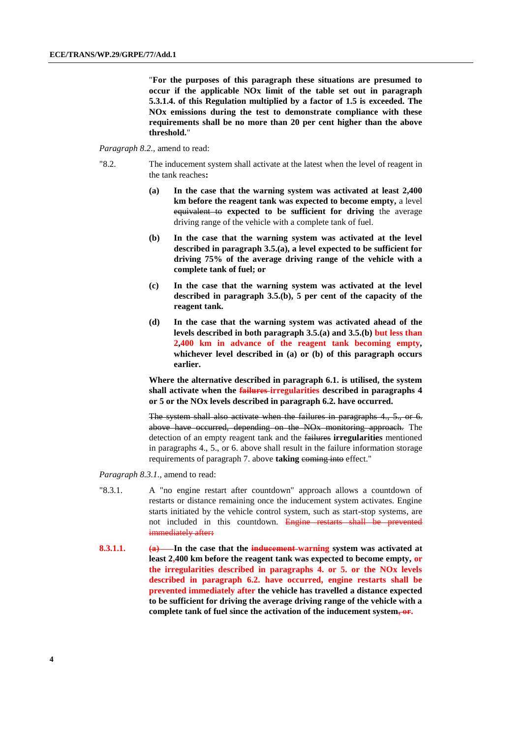"**For the purposes of this paragraph these situations are presumed to occur if the applicable NOx limit of the table set out in paragraph 5.3.1.4. of this Regulation multiplied by a factor of 1.5 is exceeded. The NOx emissions during the test to demonstrate compliance with these requirements shall be no more than 20 per cent higher than the above threshold.**"

*Paragraph 8.2.,* amend to read:

"8.2. The inducement system shall activate at the latest when the level of reagent in the tank reaches**:**

**(a) In the case that the warning system was activated at least 2,400 km before the reagent tank was expected to become empty,** a level ~~equivalent to~~ **expected to be sufficient for driving** the average driving range of the vehicle with a complete tank of fuel.

**(b) In the case that the warning system was activated at the level described in paragraph 3.5.(a), a level expected to be sufficient for driving 75% of the average driving range of the vehicle with a complete tank of fuel; or**

**(c) In the case that the warning system was activated at the level described in paragraph 3.5.(b), 5 per cent of the capacity of the reagent tank.**

**(d) In the case that the warning system was activated ahead of the levels described in both paragraph 3.5.(a) and 3.5.(b) but less than 2,400 km in advance of the reagent tank becoming empty, whichever level described in (a) or (b) of this paragraph occurs earlier.**

**Where the alternative described in paragraph 6.1. is utilised, the system shall activate when the ~~failures~~ irregularities described in paragraphs 4 or 5 or the NOx levels described in paragraph 6.2. have occurred.**

~~The system shall also activate when the failures in paragraphs 4., 5., or 6. above have occurred, depending on the NOx monitoring approach.~~ The detection of an empty reagent tank and the ~~failures~~ **irregularities** mentioned in paragraphs 4., 5., or 6. above shall result in the failure information storage requirements of paragraph 7. above **taking** ~~coming into~~ effect."

*Paragraph 8.3.1.,* amend to read:

"8.3.1. A "no engine restart after countdown" approach allows a countdown of restarts or distance remaining once the inducement system activates. Engine starts initiated by the vehicle control system, such as start-stop systems, are not included in this countdown. ~~Engine restarts shall be prevented immediately after:~~

8.3.1.1. ~~(a)~~ **In the case that the ~~inducement~~ warning system was activated at least 2,400 km before the reagent tank was expected to become empty, or the irregularities described in paragraphs 4. or 5. or the NOx levels described in paragraph 6.2. have occurred, engine restarts shall be prevented immediately after the vehicle has travelled a distance expected to be sufficient for driving the average driving range of the vehicle with a complete tank of fuel since the activation of the inducement system~~, or~~.**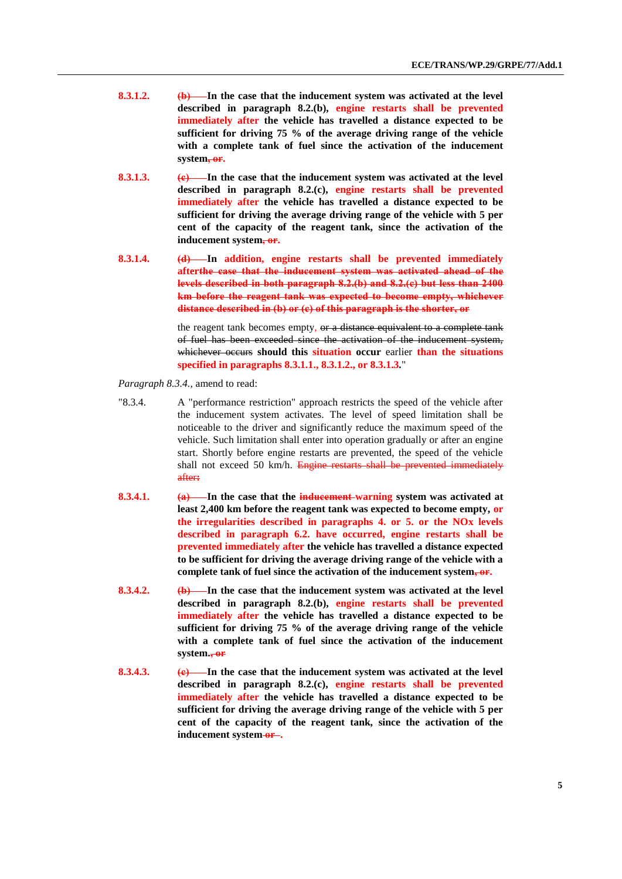8.3.1.2. ~~(b)~~ **In the case that the inducement system was activated at the level described in paragraph 8.2.(b), engine restarts shall be prevented immediately after the vehicle has travelled a distance expected to be sufficient for driving 75 % of the average driving range of the vehicle with a complete tank of fuel since the activation of the inducement system~~, or~~.**

8.3.1.3. ~~(c)~~ **In the case that the inducement system was activated at the level described in paragraph 8.2.(c), engine restarts shall be prevented immediately after the vehicle has travelled a distance expected to be sufficient for driving the average driving range of the vehicle with 5 per cent of the capacity of the reagent tank, since the activation of the inducement system~~, or~~.**

8.3.1.4. ~~(d)~~ **In addition, engine restarts shall be prevented immediately after~~the case that the inducement system was activated ahead of the levels described in both paragraph 8.2.(b) and 8.2.(c) but less than 2400 km before the reagent tank was expected to become empty, whichever distance described in (b) or (c) of this paragraph is the shorter, or~~**

the reagent tank becomes empty, ~~or a distance equivalent to a complete tank of fuel has been exceeded since the activation of the inducement system, whichever occurs~~ **should this situation occur** earlier **than the situations specified in paragraphs 8.3.1.1., 8.3.1.2., or 8.3.1.3.**"

*Paragraph 8.3.4.,* amend to read:

"8.3.4. A "performance restriction" approach restricts the speed of the vehicle after the inducement system activates. The level of speed limitation shall be noticeable to the driver and significantly reduce the maximum speed of the vehicle. Such limitation shall enter into operation gradually or after an engine start. Shortly before engine restarts are prevented, the speed of the vehicle shall not exceed 50 km/h. ~~Engine restarts shall be prevented immediately after:~~

8.3.4.1. ~~(a)~~ **In the case that the ~~inducement~~ warning system was activated at least 2,400 km before the reagent tank was expected to become empty, or the irregularities described in paragraphs 4. or 5. or the NOx levels described in paragraph 6.2. have occurred, engine restarts shall be prevented immediately after the vehicle has travelled a distance expected to be sufficient for driving the average driving range of the vehicle with a complete tank of fuel since the activation of the inducement system~~, or~~.**

8.3.4.2. ~~(b)~~ **In the case that the inducement system was activated at the level described in paragraph 8.2.(b), engine restarts shall be prevented immediately after the vehicle has travelled a distance expected to be sufficient for driving 75 % of the average driving range of the vehicle with a complete tank of fuel since the activation of the inducement system.~~, or~~**

8.3.4.3. ~~(c)~~ **In the case that the inducement system was activated at the level described in paragraph 8.2.(c), engine restarts shall be prevented immediately after the vehicle has travelled a distance expected to be sufficient for driving the average driving range of the vehicle with 5 per cent of the capacity of the reagent tank, since the activation of the inducement system ~~or~~.**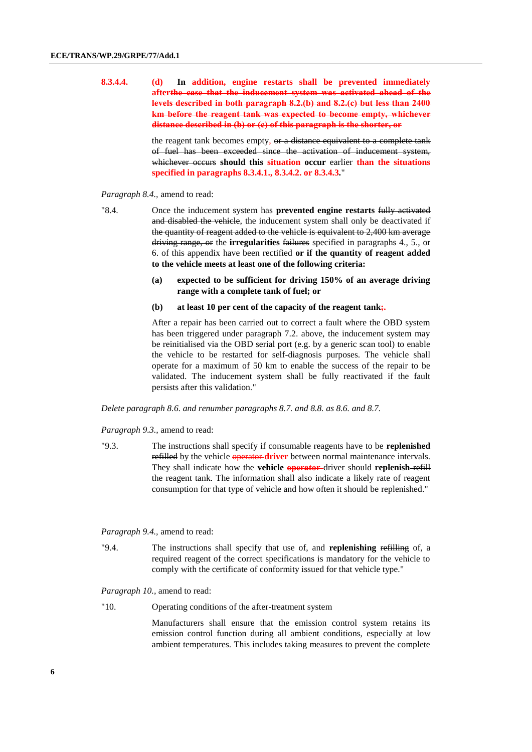8.3.4.4. **(d) In addition, engine restarts shall be prevented immediately after~~the case that the inducement system was activated ahead of the levels described in both paragraph 8.2.(b) and 8.2.(c) but less than 2400 km before the reagent tank was expected to become empty, whichever distance described in (b) or (c) of this paragraph is the shorter, or~~**

the reagent tank becomes empty, ~~or a distance equivalent to a complete tank of fuel has been exceeded since the activation of inducement system, whichever occurs~~ **should this situation occur** earlier **than the situations specified in paragraphs 8.3.4.1., 8.3.4.2. or 8.3.4.3.**"

*Paragraph 8.4.*, amend to read:

"8.4. Once the inducement system has **prevented engine restarts** ~~fully activated and disabled the vehicle~~, the inducement system shall only be deactivated if ~~the quantity of reagent added to the vehicle is equivalent to 2,400 km average driving range, or~~ the **irregularities** ~~failures~~ specified in paragraphs 4., 5., or 6. of this appendix have been rectified **or if the quantity of reagent added to the vehicle meets at least one of the following criteria:**

**(a) expected to be sufficient for driving 150% of an average driving range with a complete tank of fuel; or**

**(b) at least 10 per cent of the capacity of the reagent tank~~;~~.**

After a repair has been carried out to correct a fault where the OBD system has been triggered under paragraph 7.2. above, the inducement system may be reinitialised via the OBD serial port (e.g. by a generic scan tool) to enable the vehicle to be restarted for self-diagnosis purposes. The vehicle shall operate for a maximum of 50 km to enable the success of the repair to be validated. The inducement system shall be fully reactivated if the fault persists after this validation."

*Delete paragraph 8.6. and renumber paragraphs 8.7. and 8.8. as 8.6. and 8.7.*

*Paragraph 9.3.*, amend to read:

"9.3. The instructions shall specify if consumable reagents have to be **replenished** ~~refilled~~ by the vehicle ~~operator~~ **driver** between normal maintenance intervals. They shall indicate how the **vehicle** ~~**operator**~~ driver should **replenish** ~~refill~~ the reagent tank. The information shall also indicate a likely rate of reagent consumption for that type of vehicle and how often it should be replenished."

*Paragraph 9.4.*, amend to read:

"9.4. The instructions shall specify that use of, and **replenishing** ~~refilling~~ of, a required reagent of the correct specifications is mandatory for the vehicle to comply with the certificate of conformity issued for that vehicle type."

*Paragraph 10.*, amend to read:

"10. Operating conditions of the after-treatment system

Manufacturers shall ensure that the emission control system retains its emission control function during all ambient conditions, especially at low ambient temperatures. This includes taking measures to prevent the complete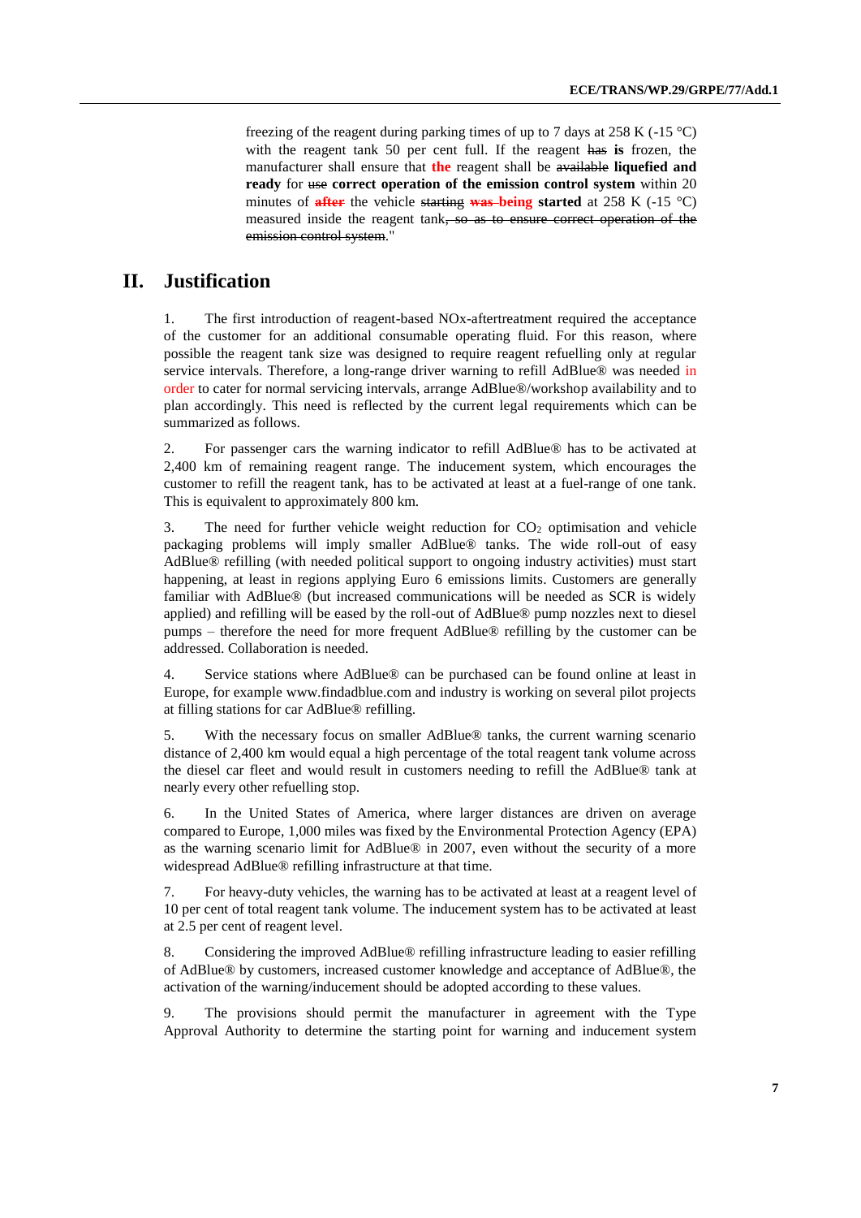freezing of the reagent during parking times of up to 7 days at 258 K (-15 °C) with the reagent tank 50 per cent full. If the reagent ~~has~~ **is** frozen, the manufacturer shall ensure that **the** reagent shall be ~~available~~ **liquefied and ready** for ~~use~~ **correct operation of the emission control system** within 20 minutes of ~~**after**~~ the vehicle ~~starting~~ ~~**was**~~ **being started** at 258 K (-15 °C) measured inside the reagent tank~~, so as to ensure correct operation of the emission control system~~."

## II. Justification

1. The first introduction of reagent-based NOx-aftertreatment required the acceptance of the customer for an additional consumable operating fluid. For this reason, where possible the reagent tank size was designed to require reagent refuelling only at regular service intervals. Therefore, a long-range driver warning to refill AdBlue® was needed in order to cater for normal servicing intervals, arrange AdBlue®/workshop availability and to plan accordingly. This need is reflected by the current legal requirements which can be summarized as follows.

2. For passenger cars the warning indicator to refill AdBlue® has to be activated at 2,400 km of remaining reagent range. The inducement system, which encourages the customer to refill the reagent tank, has to be activated at least at a fuel-range of one tank. This is equivalent to approximately 800 km.

3. The need for further vehicle weight reduction for $CO_2$ optimisation and vehicle packaging problems will imply smaller AdBlue® tanks. The wide roll-out of easy AdBlue® refilling (with needed political support to ongoing industry activities) must start happening, at least in regions applying Euro 6 emissions limits. Customers are generally familiar with AdBlue® (but increased communications will be needed as SCR is widely applied) and refilling will be eased by the roll-out of AdBlue® pump nozzles next to diesel pumps – therefore the need for more frequent AdBlue® refilling by the customer can be addressed. Collaboration is needed.

4. Service stations where AdBlue® can be purchased can be found online at least in Europe, for example www.findadblue.com and industry is working on several pilot projects at filling stations for car AdBlue® refilling.

5. With the necessary focus on smaller AdBlue® tanks, the current warning scenario distance of 2,400 km would equal a high percentage of the total reagent tank volume across the diesel car fleet and would result in customers needing to refill the AdBlue® tank at nearly every other refuelling stop.

6. In the United States of America, where larger distances are driven on average compared to Europe, 1,000 miles was fixed by the Environmental Protection Agency (EPA) as the warning scenario limit for AdBlue® in 2007, even without the security of a more widespread AdBlue® refilling infrastructure at that time.

7. For heavy-duty vehicles, the warning has to be activated at least at a reagent level of 10 per cent of total reagent tank volume. The inducement system has to be activated at least at 2.5 per cent of reagent level.

8. Considering the improved AdBlue® refilling infrastructure leading to easier refilling of AdBlue® by customers, increased customer knowledge and acceptance of AdBlue®, the activation of the warning/inducement should be adopted according to these values.

9. The provisions should permit the manufacturer in agreement with the Type Approval Authority to determine the starting point for warning and inducement system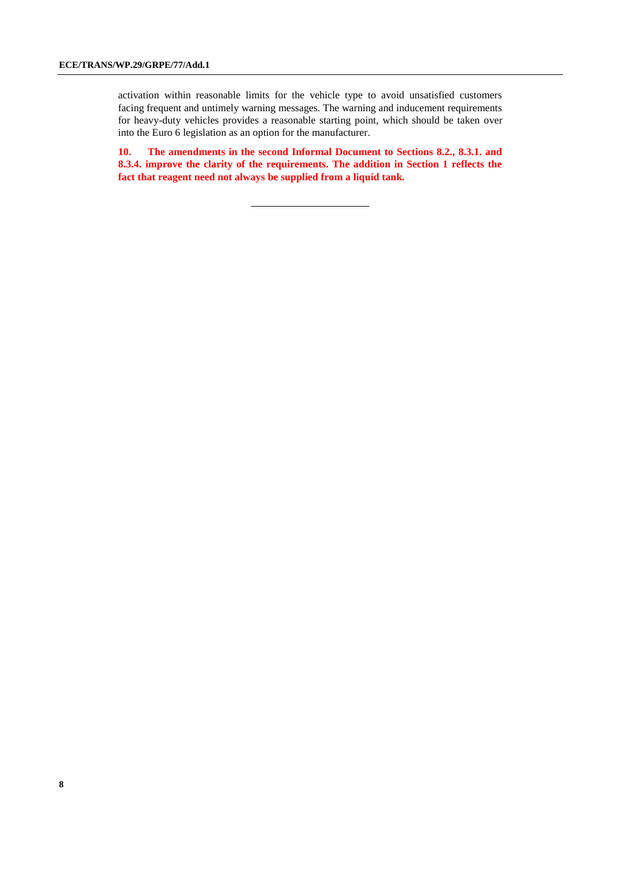activation within reasonable limits for the vehicle type to avoid unsatisfied customers facing frequent and untimely warning messages. The warning and inducement requirements for heavy-duty vehicles provides a reasonable starting point, which should be taken over into the Euro 6 legislation as an option for the manufacturer.

**10. The amendments in the second Informal Document to Sections 8.2., 8.3.1. and 8.3.4. improve the clarity of the requirements. The addition in Section 1 reflects the fact that reagent need not always be supplied from a liquid tank.**